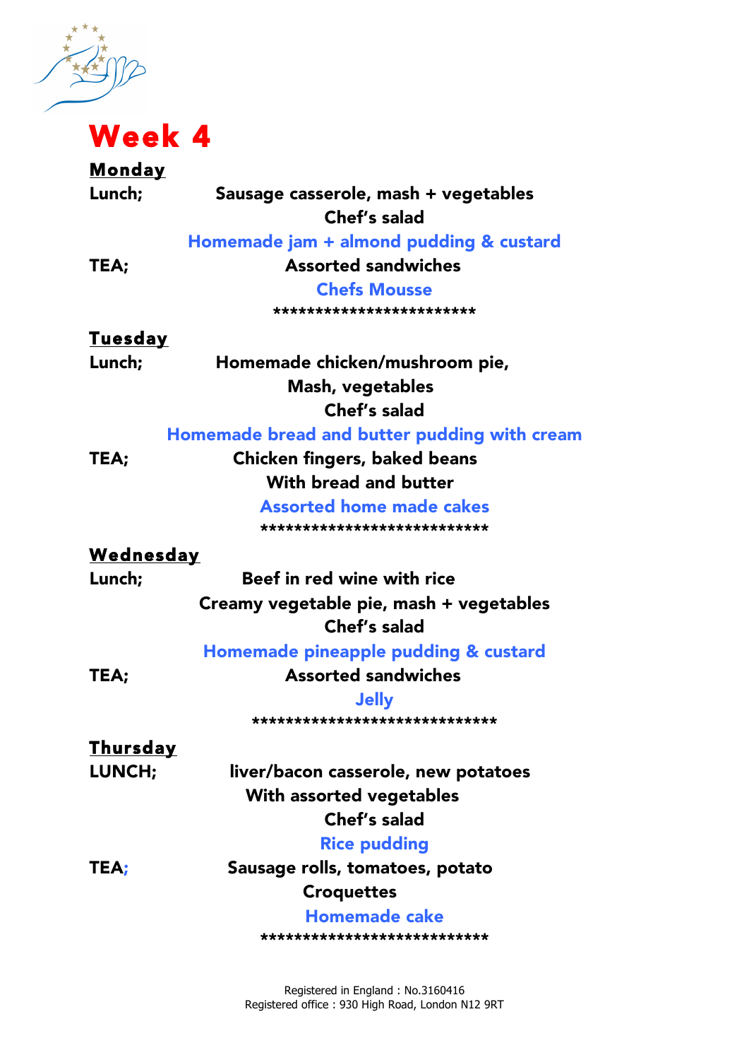# Week 4

**Monday**

**Lunch;** Sausage casserole, mash + vegetables

Chef's salad

Homemade jam + almond pudding & custard

**TEA;** Assorted sandwiches

Chefs Mousse

*************************

**Tuesday**

**Lunch;** Homemade chicken/mushroom pie,

Mash, vegetables

Chef's salad

Homemade bread and butter pudding with cream

**TEA;** Chicken fingers, baked beans

With bread and butter

Assorted home made cakes

****************************

**Wednesday**

**Lunch;** Beef in red wine with rice

Creamy vegetable pie, mash + vegetables

Chef's salad

Homemade pineapple pudding & custard

**TEA;** Assorted sandwiches

Jelly

******************************

**Thursday**

**LUNCH;** liver/bacon casserole, new potatoes

With assorted vegetables

Chef's salad

Rice pudding

**TEA;** Sausage rolls, tomatoes, potato

Croquettes

Homemade cake

****************************

Registered in England : No.3160416
Registered office : 930 High Road, London N12 9RT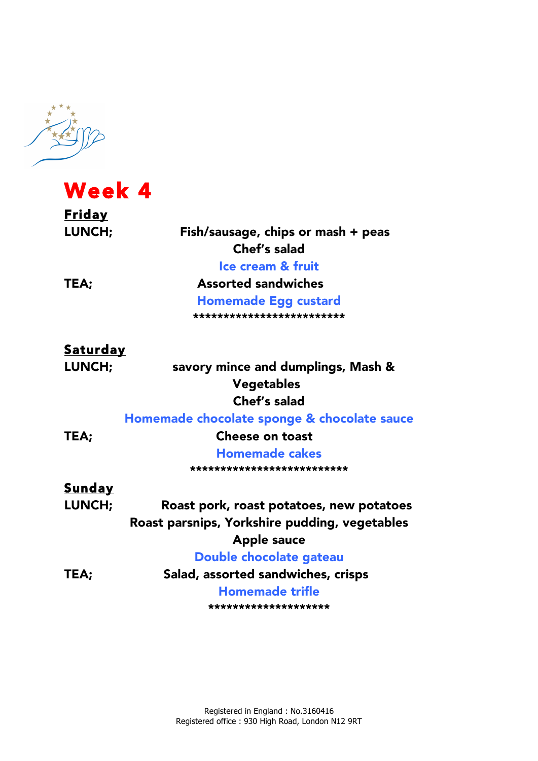# Week 4

**Friday**

**LUNCH;** Fish/sausage, chips or mash + peas
Chef's salad
Ice cream & fruit

**TEA;** Assorted sandwiches
Homemade Egg custard

**************************

**Saturday**

**LUNCH;** savory mince and dumplings, Mash & Vegetables
Chef's salad
Homemade chocolate sponge & chocolate sauce

**TEA;** Cheese on toast
Homemade cakes

***************************

**Sunday**

**LUNCH;** Roast pork, roast potatoes, new potatoes
Roast parsnips, Yorkshire pudding, vegetables
Apple sauce
Double chocolate gateau

**TEA;** Salad, assorted sandwiches, crisps
Homemade trifle

********************

Registered in England : No.3160416
Registered office : 930 High Road, London N12 9RT